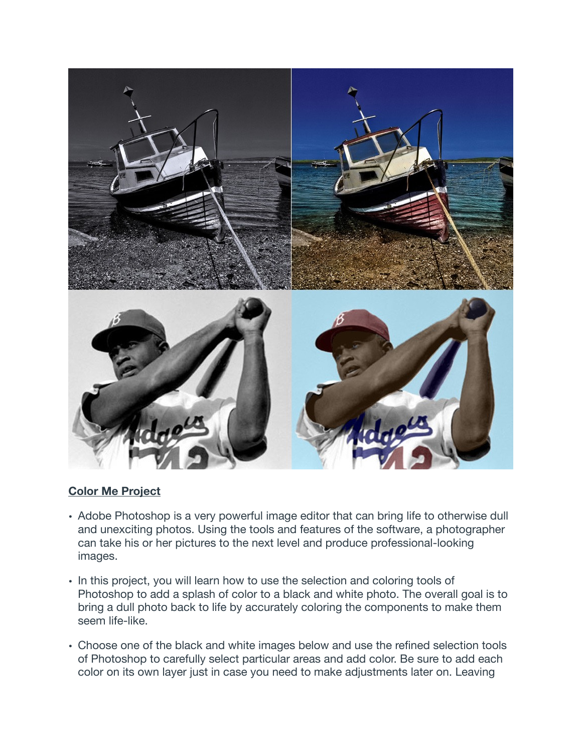**Color Me Project**

- Adobe Photoshop is a very powerful image editor that can bring life to otherwise dull and unexciting photos. Using the tools and features of the software, a photographer can take his or her pictures to the next level and produce professional-looking images.
- In this project, you will learn how to use the selection and coloring tools of Photoshop to add a splash of color to a black and white photo. The overall goal is to bring a dull photo back to life by accurately coloring the components to make them seem life-like.
- Choose one of the black and white images below and use the refined selection tools of Photoshop to carefully select particular areas and add color. Be sure to add each color on its own layer just in case you need to make adjustments later on. Leaving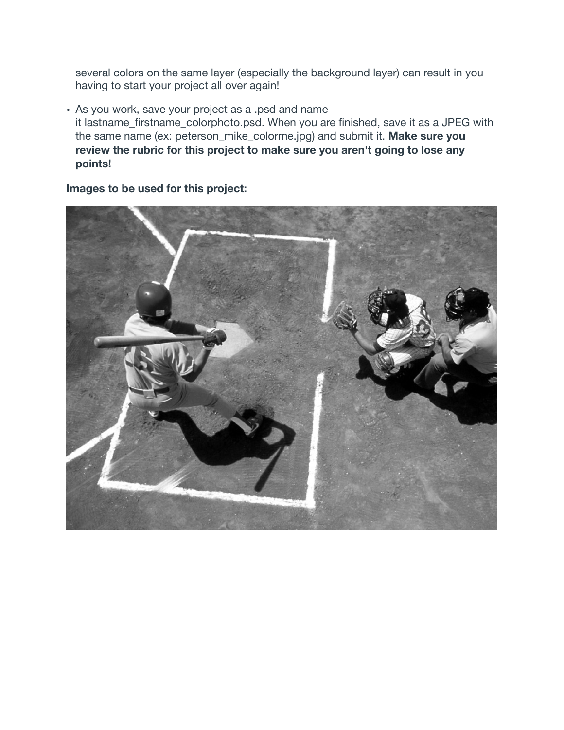several colors on the same layer (especially the background layer) can result in you having to start your project all over again!

- As you work, save your project as a .psd and name it lastname_firstname_colorphoto.psd. When you are finished, save it as a JPEG with the same name (ex: peterson_mike_colorme.jpg) and submit it. **Make sure you review the rubric for this project to make sure you aren't going to lose any points!**

**Images to be used for this project:**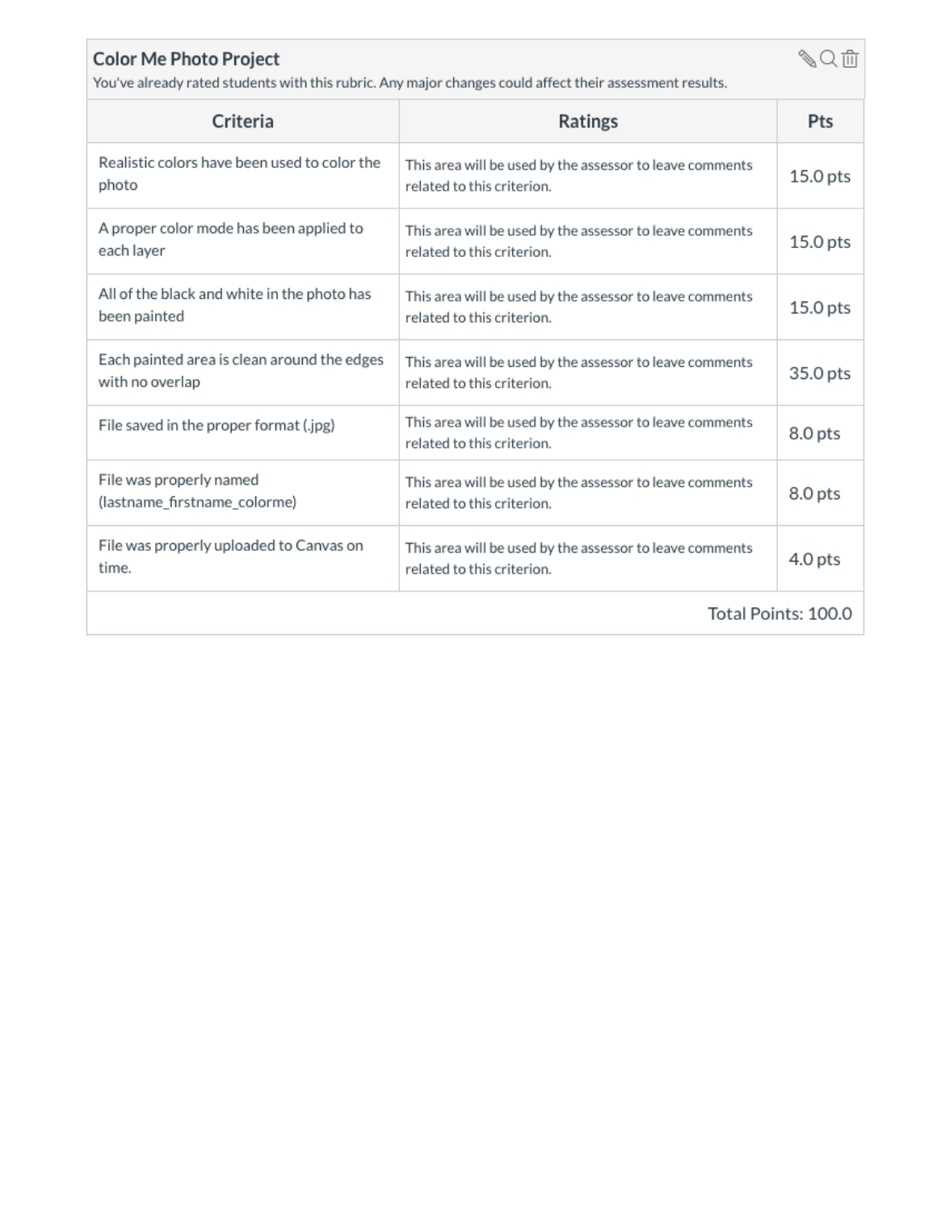**Color Me Photo Project**

You've already rated students with this rubric. Any major changes could affect their assessment results.

| Criteria | Ratings | Pts |
| --- | --- | --- |
| Realistic colors have been used to color the photo | This area will be used by the assessor to leave comments related to this criterion. | 15.0 pts |
| A proper color mode has been applied to each layer | This area will be used by the assessor to leave comments related to this criterion. | 15.0 pts |
| All of the black and white in the photo has been painted | This area will be used by the assessor to leave comments related to this criterion. | 15.0 pts |
| Each painted area is clean around the edges with no overlap | This area will be used by the assessor to leave comments related to this criterion. | 35.0 pts |
| File saved in the proper format (.jpg) | This area will be used by the assessor to leave comments related to this criterion. | 8.0 pts |
| File was properly named (lastname_firstname_colorme) | This area will be used by the assessor to leave comments related to this criterion. | 8.0 pts |
| File was properly uploaded to Canvas on time. | This area will be used by the assessor to leave comments related to this criterion. | 4.0 pts |
| | | Total Points: 100.0 |